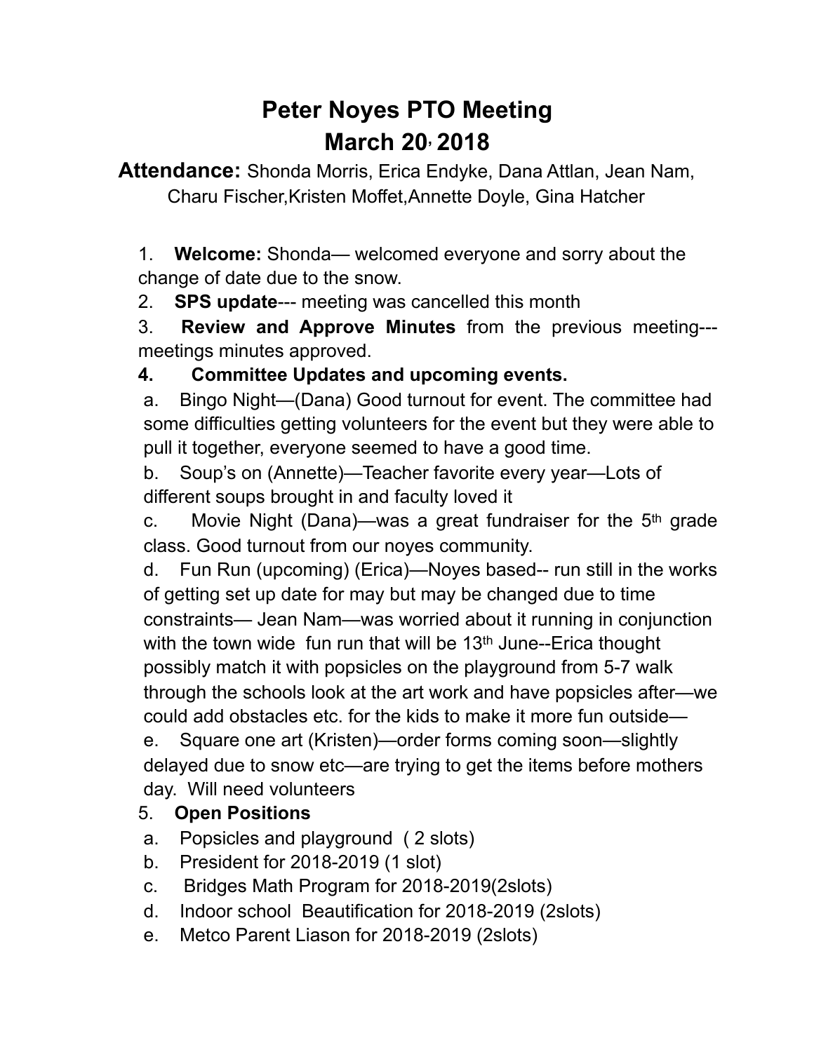# Peter Noyes PTO Meeting

# March 20, 2018

**Attendance:** Shonda Morris, Erica Endyke, Dana Attlan, Jean Nam, Charu Fischer,Kristen Moffet,Annette Doyle, Gina Hatcher

1. **Welcome:** Shonda— welcomed everyone and sorry about the change of date due to the snow.
2. **SPS update**--- meeting was cancelled this month
3. **Review and Approve Minutes** from the previous meeting--- meetings minutes approved.
4. **Committee Updates and upcoming events.**
   a. Bingo Night—(Dana) Good turnout for event. The committee had some difficulties getting volunteers for the event but they were able to pull it together, everyone seemed to have a good time.
   b. Soup's on (Annette)—Teacher favorite every year—Lots of different soups brought in and faculty loved it
   c. Movie Night (Dana)—was a great fundraiser for the 5th grade class. Good turnout from our noyes community.
   d. Fun Run (upcoming) (Erica)—Noyes based-- run still in the works of getting set up date for may but may be changed due to time constraints— Jean Nam—was worried about it running in conjunction with the town wide fun run that will be 13th June--Erica thought possibly match it with popsicles on the playground from 5-7 walk through the schools look at the art work and have popsicles after—we could add obstacles etc. for the kids to make it more fun outside—
   e. Square one art (Kristen)—order forms coming soon—slightly delayed due to snow etc—are trying to get the items before mothers day. Will need volunteers
5. **Open Positions**
   a. Popsicles and playground ( 2 slots)
   b. President for 2018-2019 (1 slot)
   c. Bridges Math Program for 2018-2019(2slots)
   d. Indoor school Beautification for 2018-2019 (2slots)
   e. Metco Parent Liason for 2018-2019 (2slots)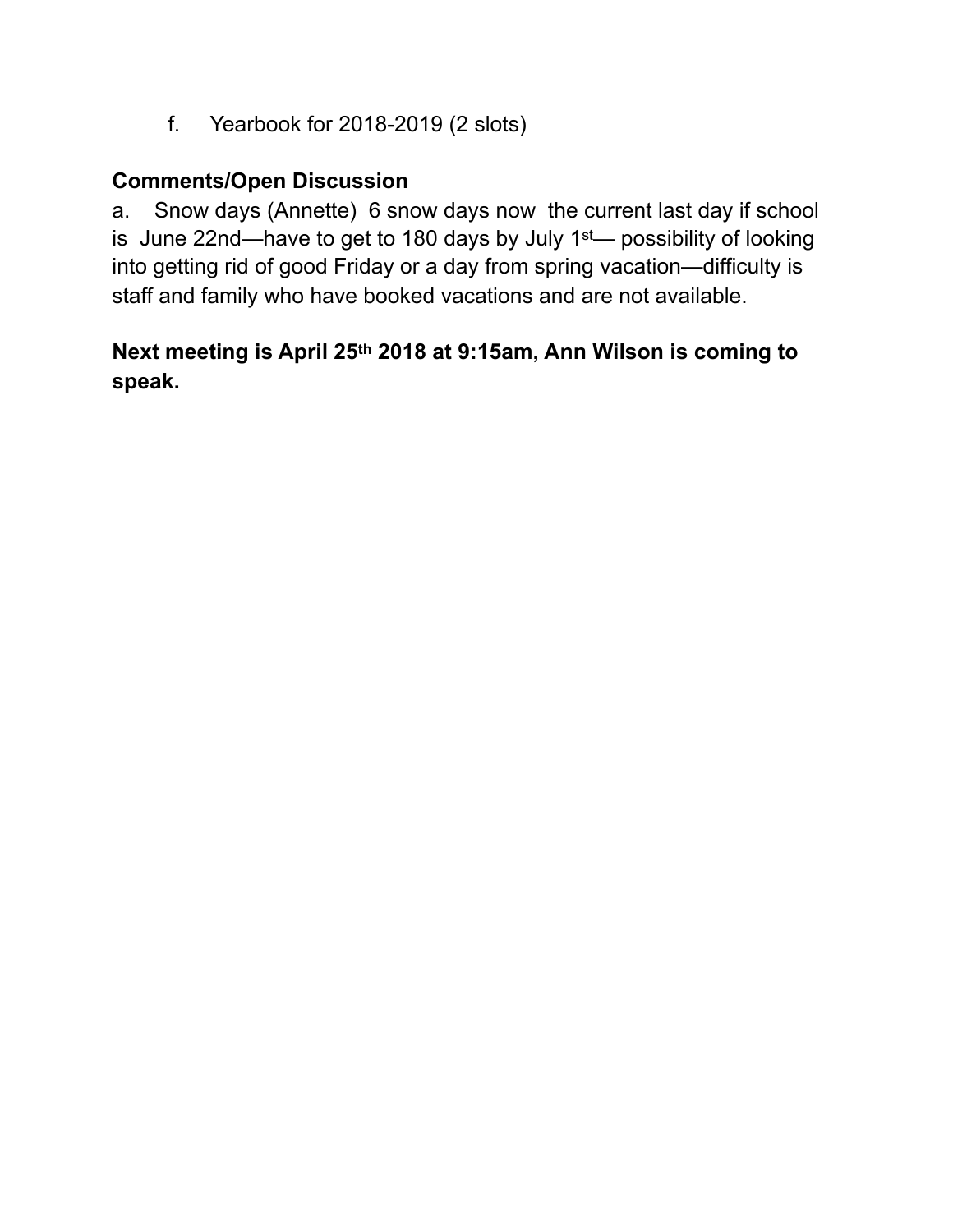f. Yearbook for 2018-2019 (2 slots)

**Comments/Open Discussion**

a. Snow days (Annette) 6 snow days now the current last day if school is June 22nd—have to get to 180 days by July 1st— possibility of looking into getting rid of good Friday or a day from spring vacation—difficulty is staff and family who have booked vacations and are not available.

**Next meeting is April 25th 2018 at 9:15am, Ann Wilson is coming to speak.**